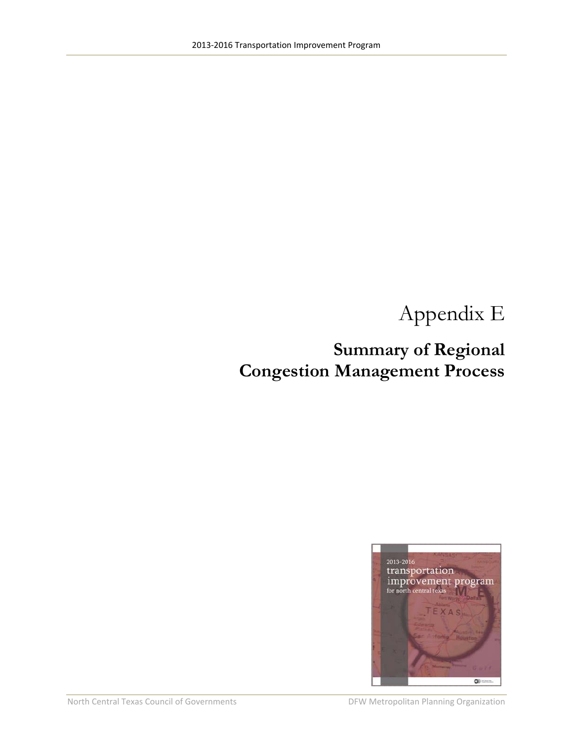# Appendix E

## Summary of Regional Congestion Management Process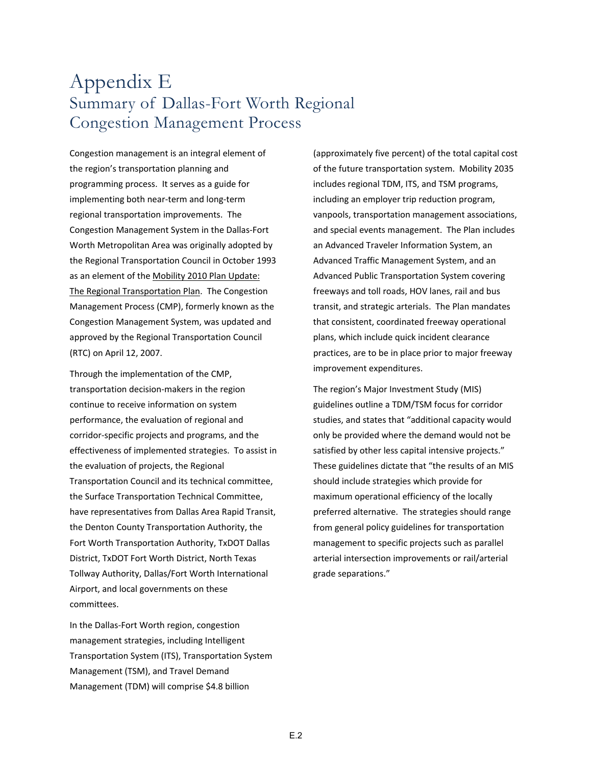# Appendix E
## Summary of Dallas-Fort Worth Regional Congestion Management Process

Congestion management is an integral element of the region's transportation planning and programming process. It serves as a guide for implementing both near-term and long-term regional transportation improvements. The Congestion Management System in the Dallas-Fort Worth Metropolitan Area was originally adopted by the Regional Transportation Council in October 1993 as an element of the Mobility 2010 Plan Update: The Regional Transportation Plan. The Congestion Management Process (CMP), formerly known as the Congestion Management System, was updated and approved by the Regional Transportation Council (RTC) on April 12, 2007.

Through the implementation of the CMP, transportation decision-makers in the region continue to receive information on system performance, the evaluation of regional and corridor-specific projects and programs, and the effectiveness of implemented strategies. To assist in the evaluation of projects, the Regional Transportation Council and its technical committee, the Surface Transportation Technical Committee, have representatives from Dallas Area Rapid Transit, the Denton County Transportation Authority, the Fort Worth Transportation Authority, TxDOT Dallas District, TxDOT Fort Worth District, North Texas Tollway Authority, Dallas/Fort Worth International Airport, and local governments on these committees.

In the Dallas-Fort Worth region, congestion management strategies, including Intelligent Transportation System (ITS), Transportation System Management (TSM), and Travel Demand Management (TDM) will comprise $4.8 billion (approximately five percent) of the total capital cost of the future transportation system. Mobility 2035 includes regional TDM, ITS, and TSM programs, including an employer trip reduction program, vanpools, transportation management associations, and special events management. The Plan includes an Advanced Traveler Information System, an Advanced Traffic Management System, and an Advanced Public Transportation System covering freeways and toll roads, HOV lanes, rail and bus transit, and strategic arterials. The Plan mandates that consistent, coordinated freeway operational plans, which include quick incident clearance practices, are to be in place prior to major freeway improvement expenditures.

The region's Major Investment Study (MIS) guidelines outline a TDM/TSM focus for corridor studies, and states that "additional capacity would only be provided where the demand would not be satisfied by other less capital intensive projects." These guidelines dictate that "the results of an MIS should include strategies which provide for maximum operational efficiency of the locally preferred alternative. The strategies should range from general policy guidelines for transportation management to specific projects such as parallel arterial intersection improvements or rail/arterial grade separations."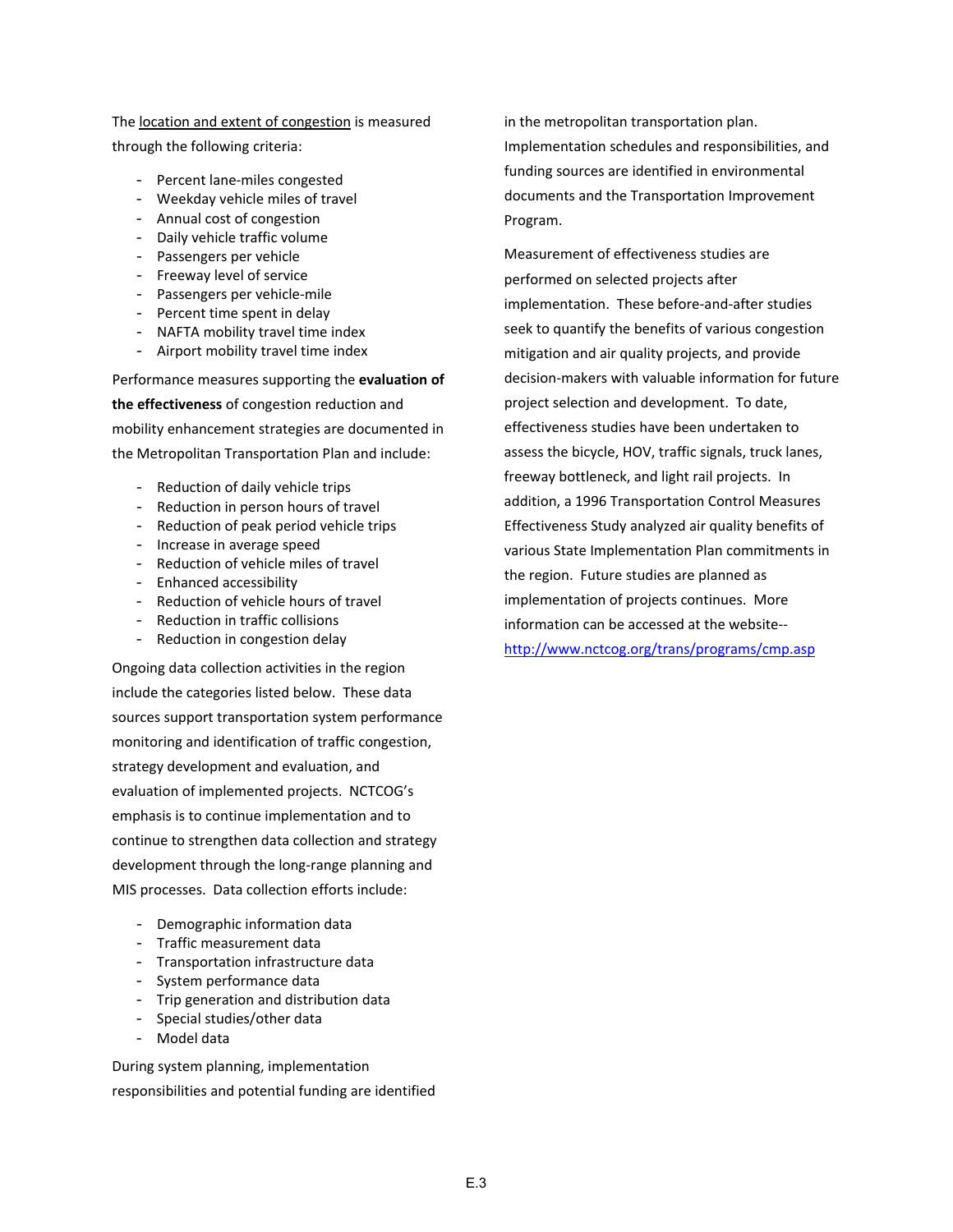The location and extent of congestion is measured through the following criteria:

- Percent lane-miles congested
- Weekday vehicle miles of travel
- Annual cost of congestion
- Daily vehicle traffic volume
- Passengers per vehicle
- Freeway level of service
- Passengers per vehicle-mile
- Percent time spent in delay
- NAFTA mobility travel time index
- Airport mobility travel time index

Performance measures supporting the **evaluation of the effectiveness** of congestion reduction and mobility enhancement strategies are documented in the Metropolitan Transportation Plan and include:

- Reduction of daily vehicle trips
- Reduction in person hours of travel
- Reduction of peak period vehicle trips
- Increase in average speed
- Reduction of vehicle miles of travel
- Enhanced accessibility
- Reduction of vehicle hours of travel
- Reduction in traffic collisions
- Reduction in congestion delay

Ongoing data collection activities in the region include the categories listed below. These data sources support transportation system performance monitoring and identification of traffic congestion, strategy development and evaluation, and evaluation of implemented projects. NCTCOG's emphasis is to continue implementation and to continue to strengthen data collection and strategy development through the long-range planning and MIS processes. Data collection efforts include:

- Demographic information data
- Traffic measurement data
- Transportation infrastructure data
- System performance data
- Trip generation and distribution data
- Special studies/other data
- Model data

During system planning, implementation responsibilities and potential funding are identified in the metropolitan transportation plan. Implementation schedules and responsibilities, and funding sources are identified in environmental documents and the Transportation Improvement Program.

Measurement of effectiveness studies are performed on selected projects after implementation. These before-and-after studies seek to quantify the benefits of various congestion mitigation and air quality projects, and provide decision-makers with valuable information for future project selection and development. To date, effectiveness studies have been undertaken to assess the bicycle, HOV, traffic signals, truck lanes, freeway bottleneck, and light rail projects. In addition, a 1996 Transportation Control Measures Effectiveness Study analyzed air quality benefits of various State Implementation Plan commitments in the region. Future studies are planned as implementation of projects continues. More information can be accessed at the website--
http://www.nctcog.org/trans/programs/cmp.asp